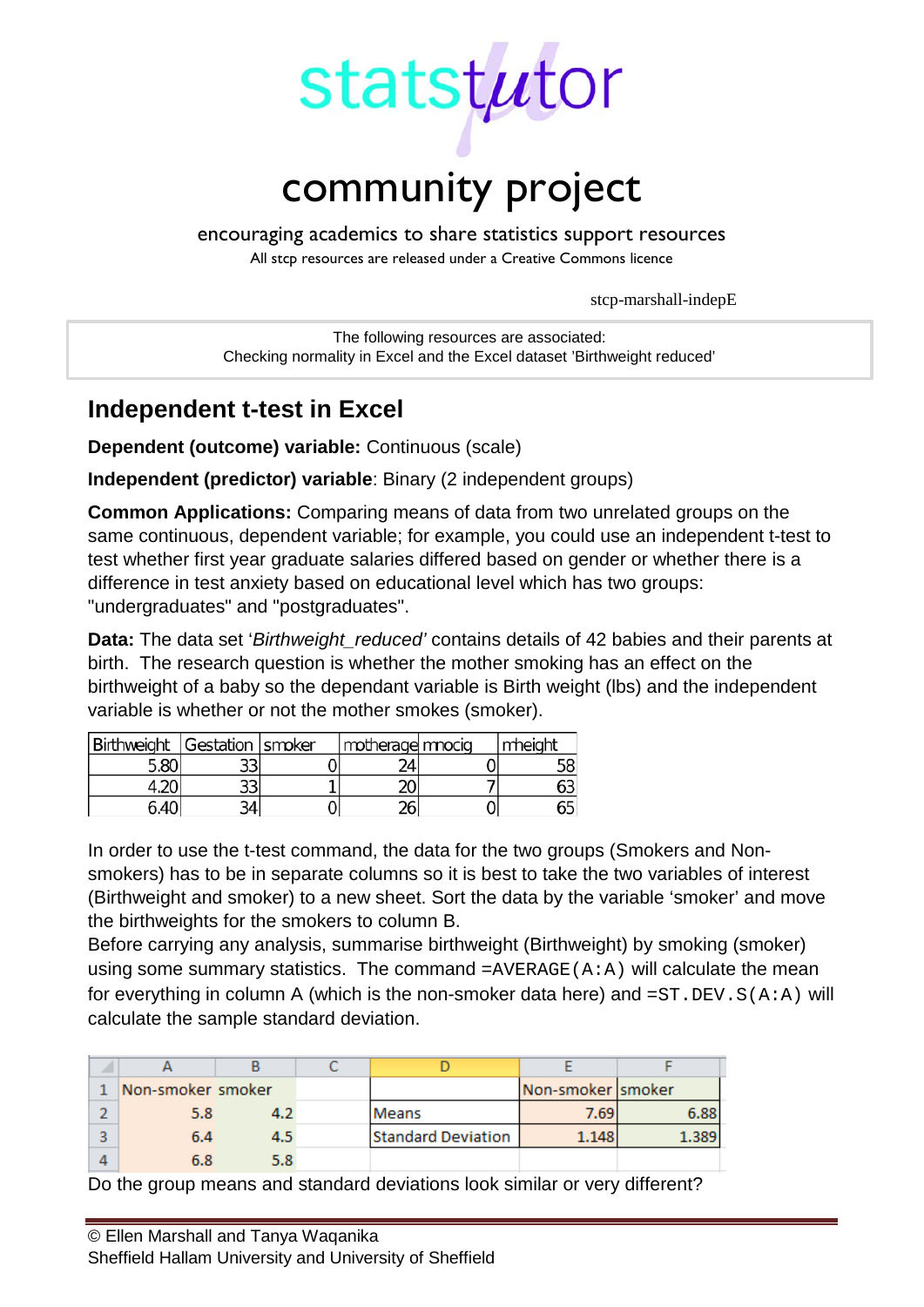statstutor

community project

encouraging academics to share statistics support resources

All stcp resources are released under a Creative Commons licence

stcp-marshall-indepE

The following resources are associated:
Checking normality in Excel and the Excel dataset 'Birthweight reduced'

## Independent t-test in Excel

**Dependent (outcome) variable:** Continuous (scale)

**Independent (predictor) variable**: Binary (2 independent groups)

**Common Applications:** Comparing means of data from two unrelated groups on the same continuous, dependent variable; for example, you could use an independent t-test to test whether first year graduate salaries differed based on gender or whether there is a difference in test anxiety based on educational level which has two groups: "undergraduates" and "postgraduates".

**Data:** The data set '*Birthweight_reduced'* contains details of 42 babies and their parents at birth. The research question is whether the mother smoking has an effect on the birthweight of a baby so the dependant variable is Birth weight (lbs) and the independent variable is whether or not the mother smokes (smoker).

| Birthweight | Gestation | smoker | motherage | mnocig | mheight |
|---|---|---|---|---|---|
| 5.80 | 33 | 0 | 24 | 0 | 58 |
| 4.20 | 33 | 1 | 20 | 7 | 63 |
| 6.40 | 34 | 0 | 26 | 0 | 65 |

In order to use the t-test command, the data for the two groups (Smokers and Non-smokers) has to be in separate columns so it is best to take the two variables of interest (Birthweight and smoker) to a new sheet. Sort the data by the variable 'smoker' and move the birthweights for the smokers to column B.

Before carrying any analysis, summarise birthweight (Birthweight) by smoking (smoker) using some summary statistics. The command `=AVERAGE(A:A)` will calculate the mean for everything in column A (which is the non-smoker data here) and `=ST.DEV.S(A:A)` will calculate the sample standard deviation.

| | A | B | C | D | E | F |
|---|---|---|---|---|---|---|
| 1 | Non-smoker | smoker | | | Non-smoker | smoker |
| 2 | 5.8 | 4.2 | | Means | 7.69 | 6.88 |
| 3 | 6.4 | 4.5 | | Standard Deviation | 1.148 | 1.389 |
| 4 | 6.8 | 5.8 | | | | |

Do the group means and standard deviations look similar or very different?

© Ellen Marshall and Tanya Waqanika
Sheffield Hallam University and University of Sheffield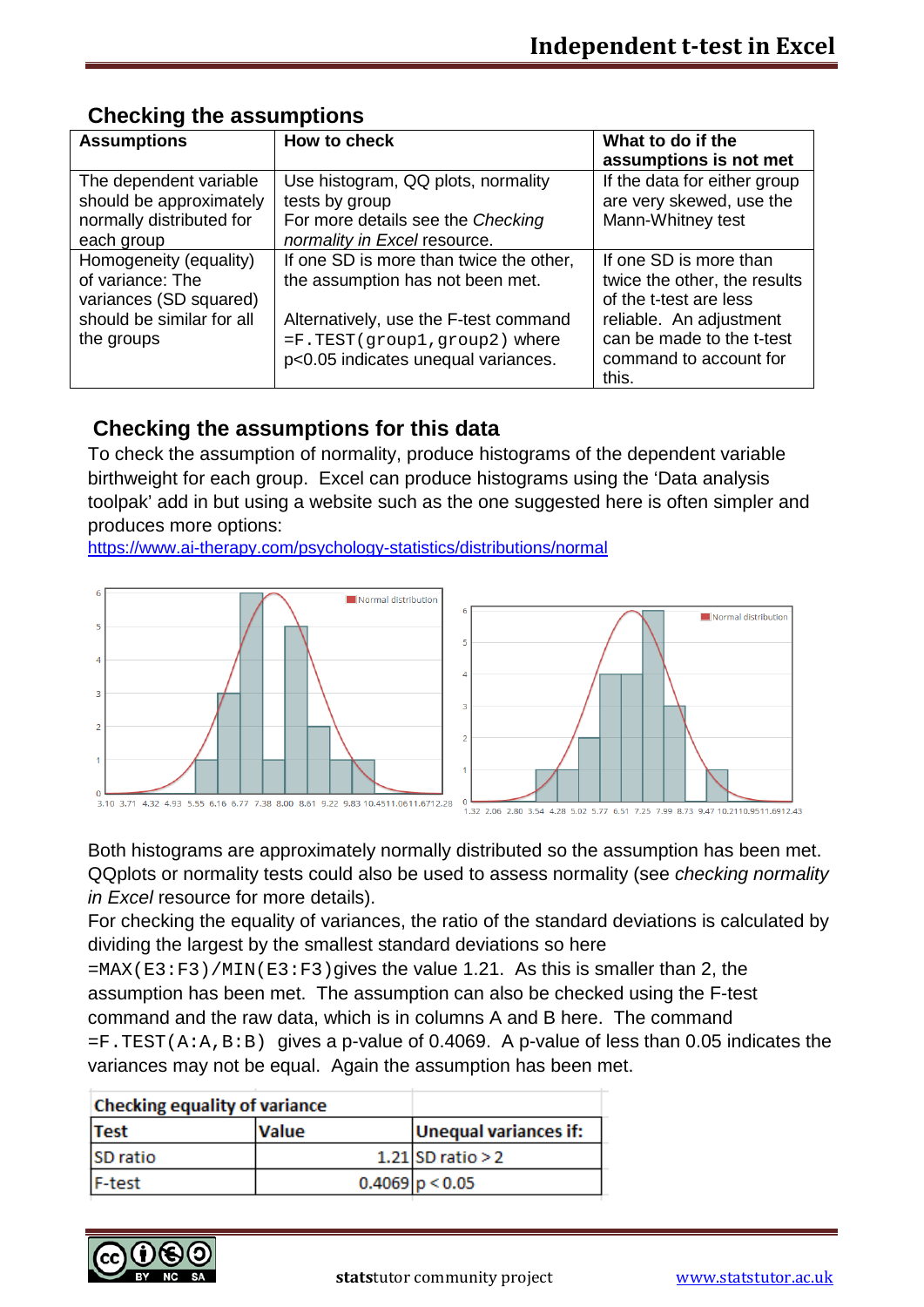## Checking the assumptions

| Assumptions | How to check | What to do if the assumptions is not met |
|---|---|---|
| The dependent variable should be approximately normally distributed for each group | Use histogram, QQ plots, normality tests by group<br>For more details see the *Checking normality in Excel* resource. | If the data for either group are very skewed, use the Mann-Whitney test |
| Homogeneity (equality) of variance: The variances (SD squared) should be similar for all the groups | If one SD is more than twice the other, the assumption has not been met.<br><br>Alternatively, use the F-test command `=F.TEST(group1,group2)` where p<0.05 indicates unequal variances. | If one SD is more than twice the other, the results of the t-test are less reliable. An adjustment can be made to the t-test command to account for this. |

## Checking the assumptions for this data

To check the assumption of normality, produce histograms of the dependent variable birthweight for each group. Excel can produce histograms using the 'Data analysis toolpak' add in but using a website such as the one suggested here is often simpler and produces more options:
https://www.ai-therapy.com/psychology-statistics/distributions/normal

Both histograms are approximately normally distributed so the assumption has been met. QQplots or normality tests could also be used to assess normality (see *checking normality in Excel* resource for more details).

For checking the equality of variances, the ratio of the standard deviations is calculated by dividing the largest by the smallest standard deviations so here `=MAX(E3:F3)/MIN(E3:F3)`gives the value 1.21. As this is smaller than 2, the assumption has been met. The assumption can also be checked using the F-test command and the raw data, which is in columns A and B here. The command `=F.TEST(A:A,B:B)` gives a p-value of 0.4069. A p-value of less than 0.05 indicates the variances may not be equal. Again the assumption has been met.

| Checking equality of variance | | |
|---|---|---|
| **Test** | **Value** | **Unequal variances if:** |
| SD ratio | 1.21 | SD ratio > 2 |
| F-test | 0.4069 | p < 0.05 |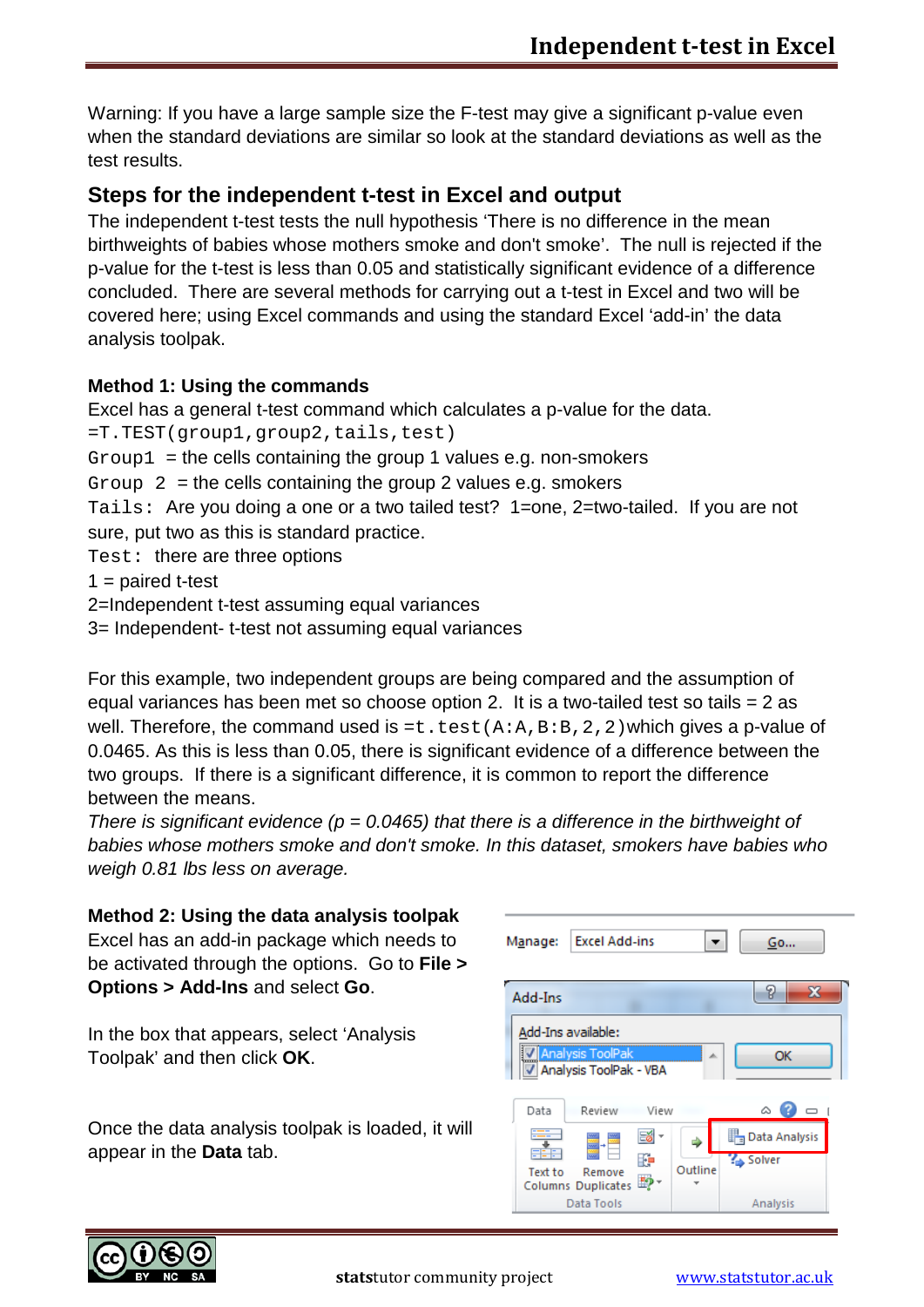Warning: If you have a large sample size the F-test may give a significant p-value even when the standard deviations are similar so look at the standard deviations as well as the test results.

## Steps for the independent t-test in Excel and output

The independent t-test tests the null hypothesis 'There is no difference in the mean birthweights of babies whose mothers smoke and don't smoke'. The null is rejected if the p-value for the t-test is less than 0.05 and statistically significant evidence of a difference concluded. There are several methods for carrying out a t-test in Excel and two will be covered here; using Excel commands and using the standard Excel 'add-in' the data analysis toolpak.

**Method 1: Using the commands**

Excel has a general t-test command which calculates a p-value for the data.

`=T.TEST(group1,group2,tails,test)`

`Group1` = the cells containing the group 1 values e.g. non-smokers

`Group 2` = the cells containing the group 2 values e.g. smokers

`Tails:` Are you doing a one or a two tailed test? 1=one, 2=two-tailed. If you are not sure, put two as this is standard practice.

`Test:` there are three options

1 = paired t-test

2=Independent t-test assuming equal variances

3= Independent- t-test not assuming equal variances

For this example, two independent groups are being compared and the assumption of equal variances has been met so choose option 2. It is a two-tailed test so tails = 2 as well. Therefore, the command used is `=t.test(A:A,B:B,2,2)`which gives a p-value of 0.0465. As this is less than 0.05, there is significant evidence of a difference between the two groups. If there is a significant difference, it is common to report the difference between the means.

*There is significant evidence (p = 0.0465) that there is a difference in the birthweight of babies whose mothers smoke and don't smoke. In this dataset, smokers have babies who weigh 0.81 lbs less on average.*

**Method 2: Using the data analysis toolpak**

Excel has an add-in package which needs to be activated through the options. Go to **File > Options > Add-Ins** and select **Go**.

In the box that appears, select 'Analysis Toolpak' and then click **OK**.

Once the data analysis toolpak is loaded, it will appear in the **Data** tab.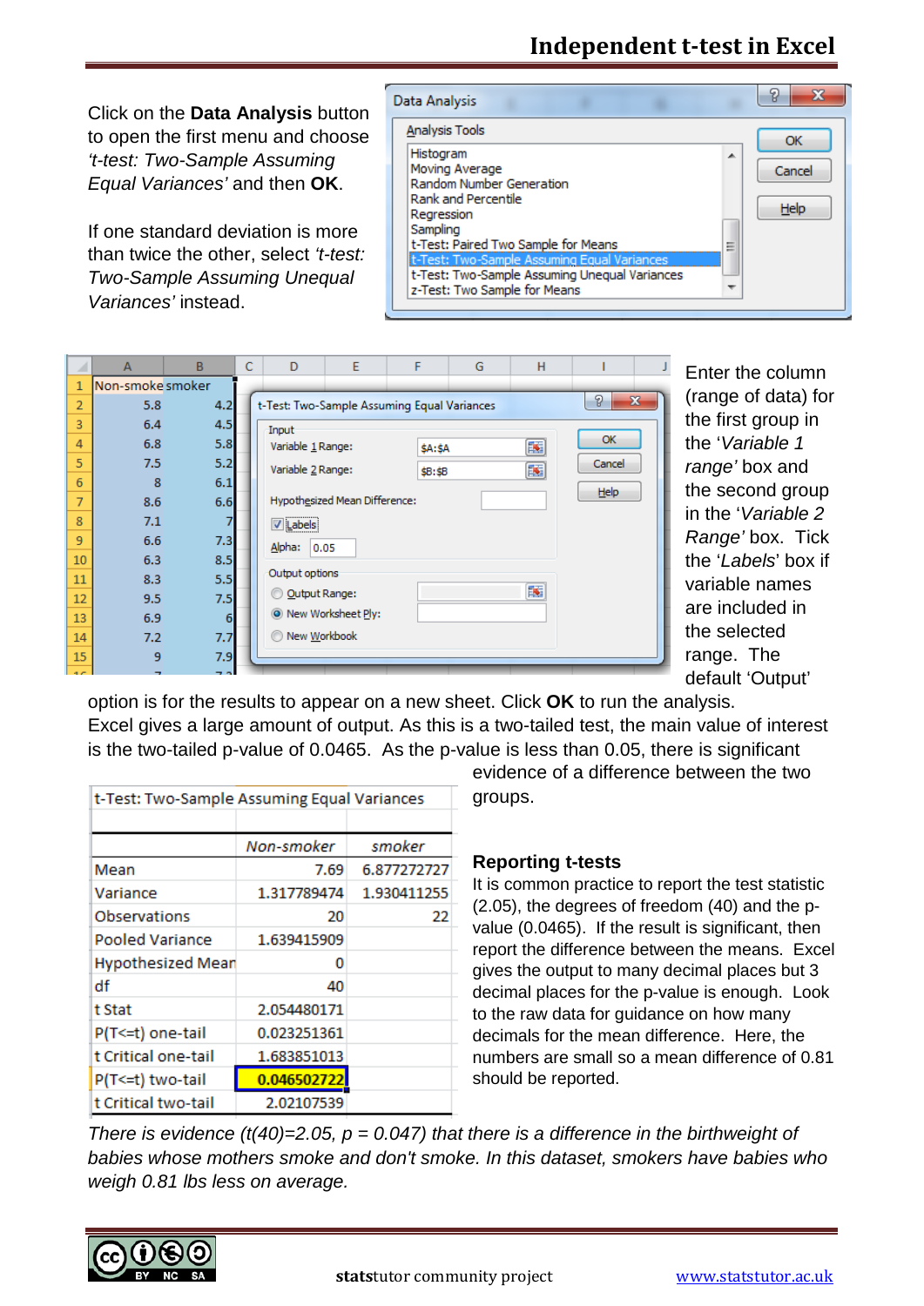Click on the **Data Analysis** button to open the first menu and choose *'t-test: Two-Sample Assuming Equal Variances'* and then **OK**.

If one standard deviation is more than twice the other, select *'t-test: Two-Sample Assuming Unequal Variances'* instead.

Enter the column (range of data) for the first group in the *'Variable 1 range'* box and the second group in the *'Variable 2 Range'* box. Tick the *'Labels'* box if variable names are included in the selected range. The default 'Output' option is for the results to appear on a new sheet. Click **OK** to run the analysis.

Excel gives a large amount of output. As this is a two-tailed test, the main value of interest is the two-tailed p-value of 0.0465. As the p-value is less than 0.05, there is significant evidence of a difference between the two groups.

t-Test: Two-Sample Assuming Equal Variances

| | Non-smoker | smoker |
|---|---|---|
| Mean | 7.69 | 6.877272727 |
| Variance | 1.317789474 | 1.930411255 |
| Observations | 20 | 22 |
| Pooled Variance | 1.639415909 | |
| Hypothesized Mean | 0 | |
| df | 40 | |
| t Stat | 2.054480171 | |
| P(T<=t) one-tail | 0.023251361 | |
| t Critical one-tail | 1.683851013 | |
| P(T<=t) two-tail | 0.046502722 | |
| t Critical two-tail | 2.02107539 | |

## Reporting t-tests

It is common practice to report the test statistic (2.05), the degrees of freedom (40) and the p-value (0.0465). If the result is significant, then report the difference between the means. Excel gives the output to many decimal places but 3 decimal places for the p-value is enough. Look to the raw data for guidance on how many decimals for the mean difference. Here, the numbers are small so a mean difference of 0.81 should be reported.

*There is evidence ($t(40)=2.05$, $p = 0.047$) that there is a difference in the birthweight of babies whose mothers smoke and don't smoke. In this dataset, smokers have babies who weigh 0.81 lbs less on average.*